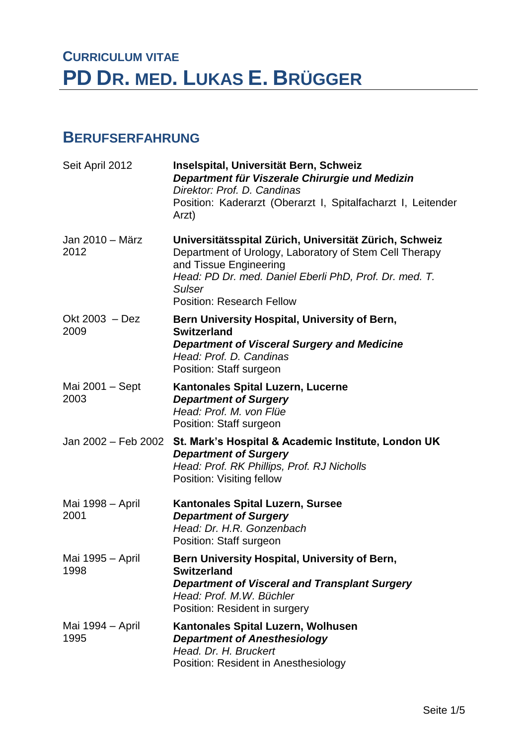# CURRICULUM VITAE
# PD DR. MED. LUKAS E. BRÜGGER

## BERUFSERFAHRUNG

| | |
|---|---|
| Seit April 2012 | **Inselspital, Universität Bern, Schweiz**<br>***Department für Viszerale Chirurgie und Medizin***<br>*Direktor: Prof. D. Candinas*<br>Position: Kaderarzt (Oberarzt I, Spitalfacharzt I, Leitender Arzt) |
| Jan 2010 – März 2012 | **Universitätsspital Zürich, Universität Zürich, Schweiz**<br>Department of Urology, Laboratory of Stem Cell Therapy and Tissue Engineering<br>*Head: PD Dr. med. Daniel Eberli PhD, Prof. Dr. med. T. Sulser*<br>Position: Research Fellow |
| Okt 2003 – Dez 2009 | **Bern University Hospital, University of Bern, Switzerland**<br>***Department of Visceral Surgery and Medicine***<br>*Head: Prof. D. Candinas*<br>Position: Staff surgeon |
| Mai 2001 – Sept 2003 | **Kantonales Spital Luzern, Lucerne**<br>***Department of Surgery***<br>*Head: Prof. M. von Flüe*<br>Position: Staff surgeon |
| Jan 2002 – Feb 2002 | **St. Mark's Hospital & Academic Institute, London UK**<br>***Department of Surgery***<br>*Head: Prof. RK Phillips, Prof. RJ Nicholls*<br>Position: Visiting fellow |
| Mai 1998 – April 2001 | **Kantonales Spital Luzern, Sursee**<br>***Department of Surgery***<br>*Head: Dr. H.R. Gonzenbach*<br>Position: Staff surgeon |
| Mai 1995 – April 1998 | **Bern University Hospital, University of Bern, Switzerland**<br>***Department of Visceral and Transplant Surgery***<br>*Head: Prof. M.W. Büchler*<br>Position: Resident in surgery |
| Mai 1994 – April 1995 | **Kantonales Spital Luzern, Wolhusen**<br>***Department of Anesthesiology***<br>*Head. Dr. H. Bruckert*<br>Position: Resident in Anesthesiology |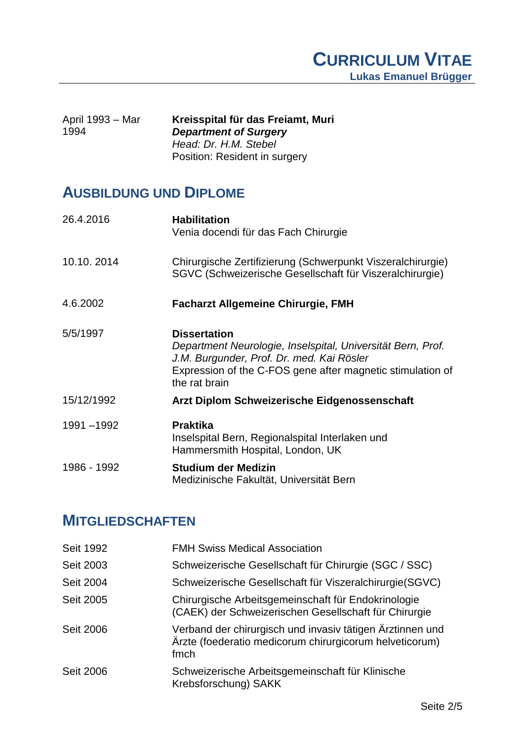| | |
|---|---|
| April 1993 – Mar 1994 | **Kreisspital für das Freiamt, Muri**<br>***Department of Surgery***<br>*Head: Dr. H.M. Stebel*<br>Position: Resident in surgery |

## AUSBILDUNG UND DIPLOME

| | |
|---|---|
| 26.4.2016 | **Habilitation**<br>Venia docendi für das Fach Chirurgie |
| 10.10. 2014 | Chirurgische Zertifizierung (Schwerpunkt Viszeralchirurgie)<br>SGVC (Schweizerische Gesellschaft für Viszeralchirurgie) |
| 4.6.2002 | **Facharzt Allgemeine Chirurgie, FMH** |
| 5/5/1997 | **Dissertation**<br>*Department Neurologie, Inselspital, Universität Bern, Prof. J.M. Burgunder, Prof. Dr. med. Kai Rösler*<br>Expression of the C-FOS gene after magnetic stimulation of the rat brain |
| 15/12/1992 | **Arzt Diplom Schweizerische Eidgenossenschaft** |
| 1991 –1992 | **Praktika**<br>Inselspital Bern, Regionalspital Interlaken und Hammersmith Hospital, London, UK |
| 1986 - 1992 | **Studium der Medizin**<br>Medizinische Fakultät, Universität Bern |

## MITGLIEDSCHAFTEN

| | |
|---|---|
| Seit 1992 | FMH Swiss Medical Association |
| Seit 2003 | Schweizerische Gesellschaft für Chirurgie (SGC / SSC) |
| Seit 2004 | Schweizerische Gesellschaft für Viszeralchirurgie(SGVC) |
| Seit 2005 | Chirurgische Arbeitsgemeinschaft für Endokrinologie (CAEK) der Schweizerischen Gesellschaft für Chirurgie |
| Seit 2006 | Verband der chirurgisch und invasiv tätigen Ärztinnen und Ärzte (foederatio medicorum chirurgicorum helveticorum) fmch |
| Seit 2006 | Schweizerische Arbeitsgemeinschaft für Klinische Krebsforschung) SAKK |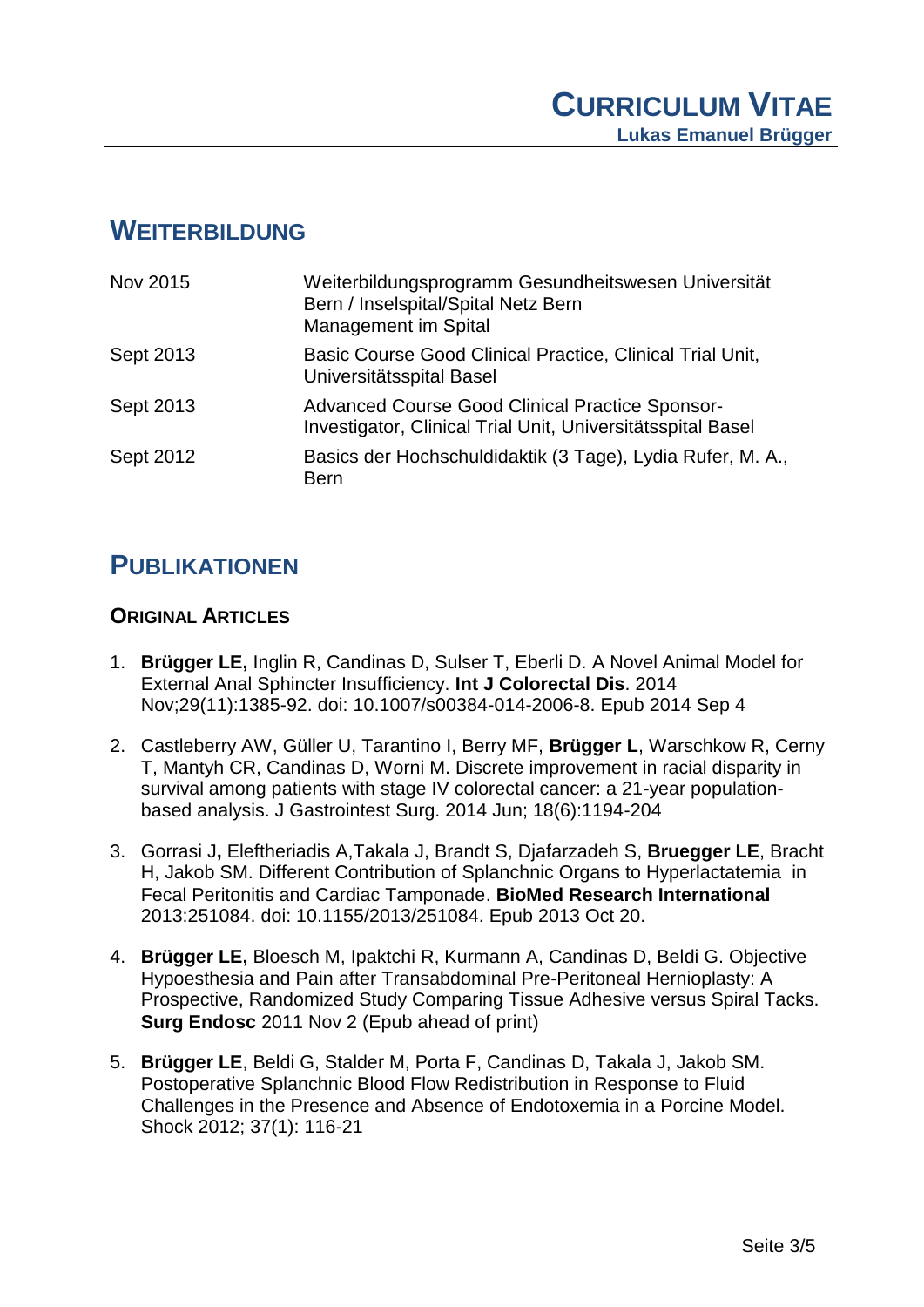## WEITERBILDUNG

| | |
|---|---|
| Nov 2015 | Weiterbildungsprogramm Gesundheitswesen Universität Bern / Inselspital/Spital Netz Bern<br>Management im Spital |
| Sept 2013 | Basic Course Good Clinical Practice, Clinical Trial Unit, Universitätsspital Basel |
| Sept 2013 | Advanced Course Good Clinical Practice Sponsor-Investigator, Clinical Trial Unit, Universitätsspital Basel |
| Sept 2012 | Basics der Hochschuldidaktik (3 Tage), Lydia Rufer, M. A., Bern |

## PUBLIKATIONEN

### ORIGINAL ARTICLES

1. **Brügger LE,** Inglin R, Candinas D, Sulser T, Eberli D. A Novel Animal Model for External Anal Sphincter Insufficiency. **Int J Colorectal Dis**. 2014 Nov;29(11):1385-92. doi: 10.1007/s00384-014-2006-8. Epub 2014 Sep 4

2. Castleberry AW, Güller U, Tarantino I, Berry MF, **Brügger L**, Warschkow R, Cerny T, Mantyh CR, Candinas D, Worni M. Discrete improvement in racial disparity in survival among patients with stage IV colorectal cancer: a 21-year population-based analysis. J Gastrointest Surg. 2014 Jun; 18(6):1194-204

3. Gorrasi J**,** Eleftheriadis A,Takala J, Brandt S, Djafarzadeh S, **Bruegger LE**, Bracht H, Jakob SM. Different Contribution of Splanchnic Organs to Hyperlactatemia in Fecal Peritonitis and Cardiac Tamponade. **BioMed Research International** 2013:251084. doi: 10.1155/2013/251084. Epub 2013 Oct 20.

4. **Brügger LE,** Bloesch M, Ipaktchi R, Kurmann A, Candinas D, Beldi G. Objective Hypoesthesia and Pain after Transabdominal Pre-Peritoneal Hernioplasty: A Prospective, Randomized Study Comparing Tissue Adhesive versus Spiral Tacks. **Surg Endosc** 2011 Nov 2 (Epub ahead of print)

5. **Brügger LE**, Beldi G, Stalder M, Porta F, Candinas D, Takala J, Jakob SM. Postoperative Splanchnic Blood Flow Redistribution in Response to Fluid Challenges in the Presence and Absence of Endotoxemia in a Porcine Model. Shock 2012; 37(1): 116-21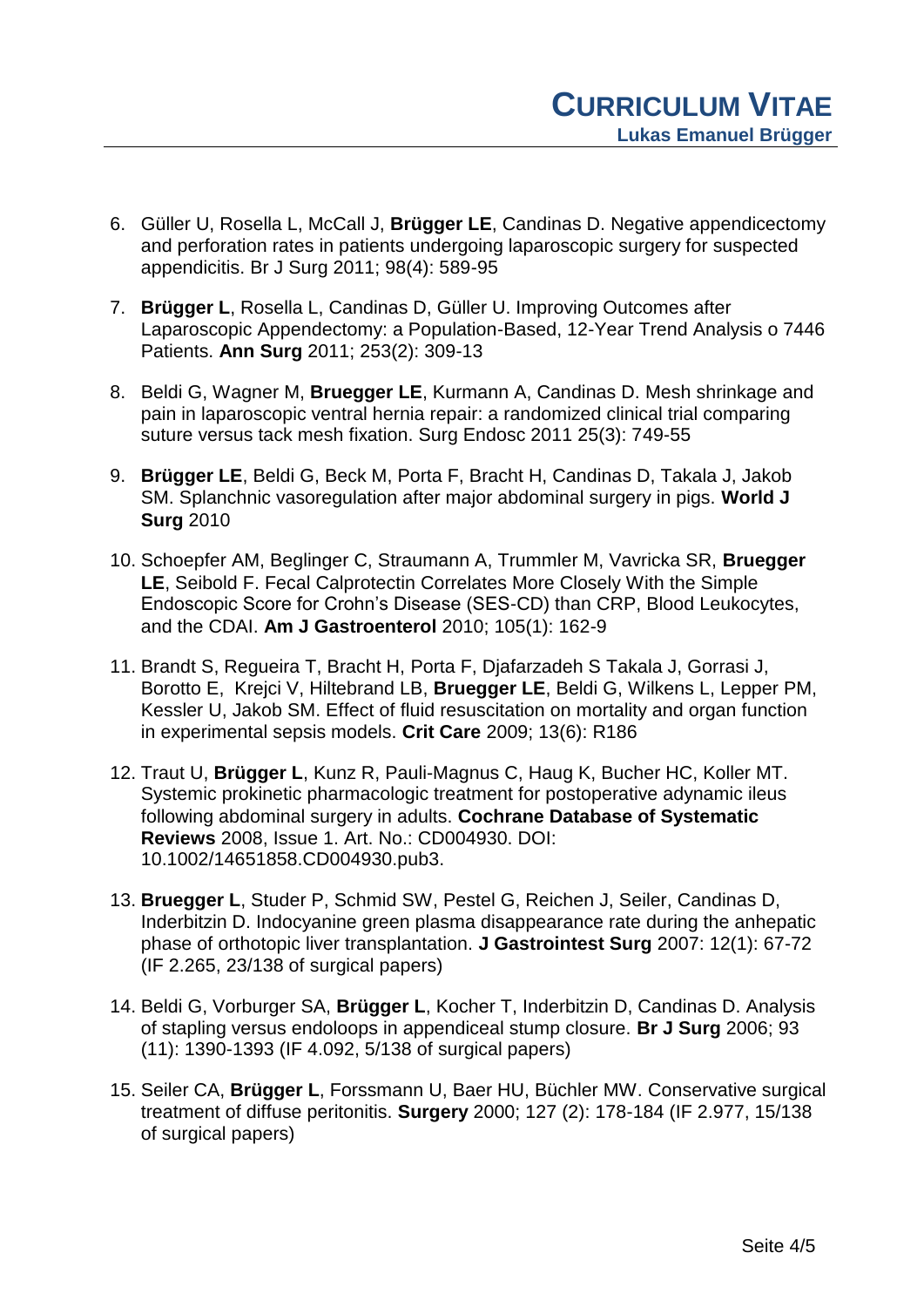6. Güller U, Rosella L, McCall J, **Brügger LE**, Candinas D. Negative appendicectomy and perforation rates in patients undergoing laparoscopic surgery for suspected appendicitis. Br J Surg 2011; 98(4): 589-95

7. **Brügger L**, Rosella L, Candinas D, Güller U. Improving Outcomes after Laparoscopic Appendectomy: a Population-Based, 12-Year Trend Analysis o 7446 Patients. **Ann Surg** 2011; 253(2): 309-13

8. Beldi G, Wagner M, **Bruegger LE**, Kurmann A, Candinas D. Mesh shrinkage and pain in laparoscopic ventral hernia repair: a randomized clinical trial comparing suture versus tack mesh fixation. Surg Endosc 2011 25(3): 749-55

9. **Brügger LE**, Beldi G, Beck M, Porta F, Bracht H, Candinas D, Takala J, Jakob SM. Splanchnic vasoregulation after major abdominal surgery in pigs. **World J Surg** 2010

10. Schoepfer AM, Beglinger C, Straumann A, Trummler M, Vavricka SR, **Bruegger LE**, Seibold F. Fecal Calprotectin Correlates More Closely With the Simple Endoscopic Score for Crohn's Disease (SES-CD) than CRP, Blood Leukocytes, and the CDAI. **Am J Gastroenterol** 2010; 105(1): 162-9

11. Brandt S, Regueira T, Bracht H, Porta F, Djafarzadeh S Takala J, Gorrasi J, Borotto E, Krejci V, Hiltebrand LB, **Bruegger LE**, Beldi G, Wilkens L, Lepper PM, Kessler U, Jakob SM. Effect of fluid resuscitation on mortality and organ function in experimental sepsis models. **Crit Care** 2009; 13(6): R186

12. Traut U, **Brügger L**, Kunz R, Pauli-Magnus C, Haug K, Bucher HC, Koller MT. Systemic prokinetic pharmacologic treatment for postoperative adynamic ileus following abdominal surgery in adults. **Cochrane Database of Systematic Reviews** 2008, Issue 1. Art. No.: CD004930. DOI: 10.1002/14651858.CD004930.pub3.

13. **Bruegger L**, Studer P, Schmid SW, Pestel G, Reichen J, Seiler, Candinas D, Inderbitzin D. Indocyanine green plasma disappearance rate during the anhepatic phase of orthotopic liver transplantation. **J Gastrointest Surg** 2007: 12(1): 67-72 (IF 2.265, 23/138 of surgical papers)

14. Beldi G, Vorburger SA, **Brügger L**, Kocher T, Inderbitzin D, Candinas D. Analysis of stapling versus endoloops in appendiceal stump closure. **Br J Surg** 2006; 93 (11): 1390-1393 (IF 4.092, 5/138 of surgical papers)

15. Seiler CA, **Brügger L**, Forssmann U, Baer HU, Büchler MW. Conservative surgical treatment of diffuse peritonitis. **Surgery** 2000; 127 (2): 178-184 (IF 2.977, 15/138 of surgical papers)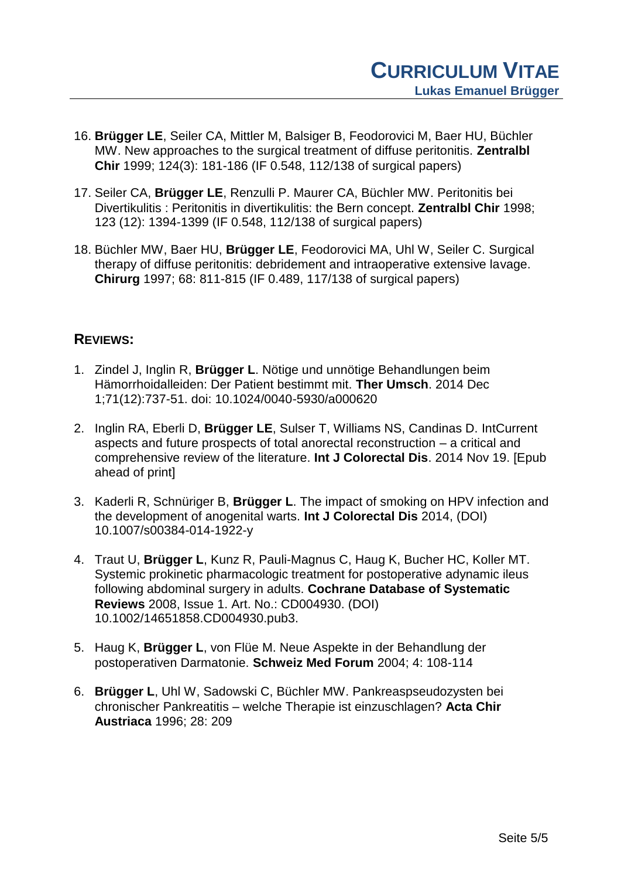16. **Brügger LE**, Seiler CA, Mittler M, Balsiger B, Feodorovici M, Baer HU, Büchler MW. New approaches to the surgical treatment of diffuse peritonitis. **Zentralbl Chir** 1999; 124(3): 181-186 (IF 0.548, 112/138 of surgical papers)

17. Seiler CA, **Brügger LE**, Renzulli P. Maurer CA, Büchler MW. Peritonitis bei Divertikulitis : Peritonitis in divertikulitis: the Bern concept. **Zentralbl Chir** 1998; 123 (12): 1394-1399 (IF 0.548, 112/138 of surgical papers)

18. Büchler MW, Baer HU, **Brügger LE**, Feodorovici MA, Uhl W, Seiler C. Surgical therapy of diffuse peritonitis: debridement and intraoperative extensive lavage. **Chirurg** 1997; 68: 811-815 (IF 0.489, 117/138 of surgical papers)

## REVIEWS:

1. Zindel J, Inglin R, **Brügger L**. Nötige und unnötige Behandlungen beim Hämorrhoidalleiden: Der Patient bestimmt mit. **Ther Umsch**. 2014 Dec 1;71(12):737-51. doi: 10.1024/0040-5930/a000620

2. Inglin RA, Eberli D, **Brügger LE**, Sulser T, Williams NS, Candinas D. IntCurrent aspects and future prospects of total anorectal reconstruction – a critical and comprehensive review of the literature. **Int J Colorectal Dis**. 2014 Nov 19. [Epub ahead of print]

3. Kaderli R, Schnüriger B, **Brügger L**. The impact of smoking on HPV infection and the development of anogenital warts. **Int J Colorectal Dis** 2014, (DOI) 10.1007/s00384-014-1922-y

4. Traut U, **Brügger L**, Kunz R, Pauli-Magnus C, Haug K, Bucher HC, Koller MT. Systemic prokinetic pharmacologic treatment for postoperative adynamic ileus following abdominal surgery in adults. **Cochrane Database of Systematic Reviews** 2008, Issue 1. Art. No.: CD004930. (DOI) 10.1002/14651858.CD004930.pub3.

5. Haug K, **Brügger L**, von Flüe M. Neue Aspekte in der Behandlung der postoperativen Darmatonie. **Schweiz Med Forum** 2004; 4: 108-114

6. **Brügger L**, Uhl W, Sadowski C, Büchler MW. Pankreaspseudozysten bei chronischer Pankreatitis – welche Therapie ist einzuschlagen? **Acta Chir Austriaca** 1996; 28: 209